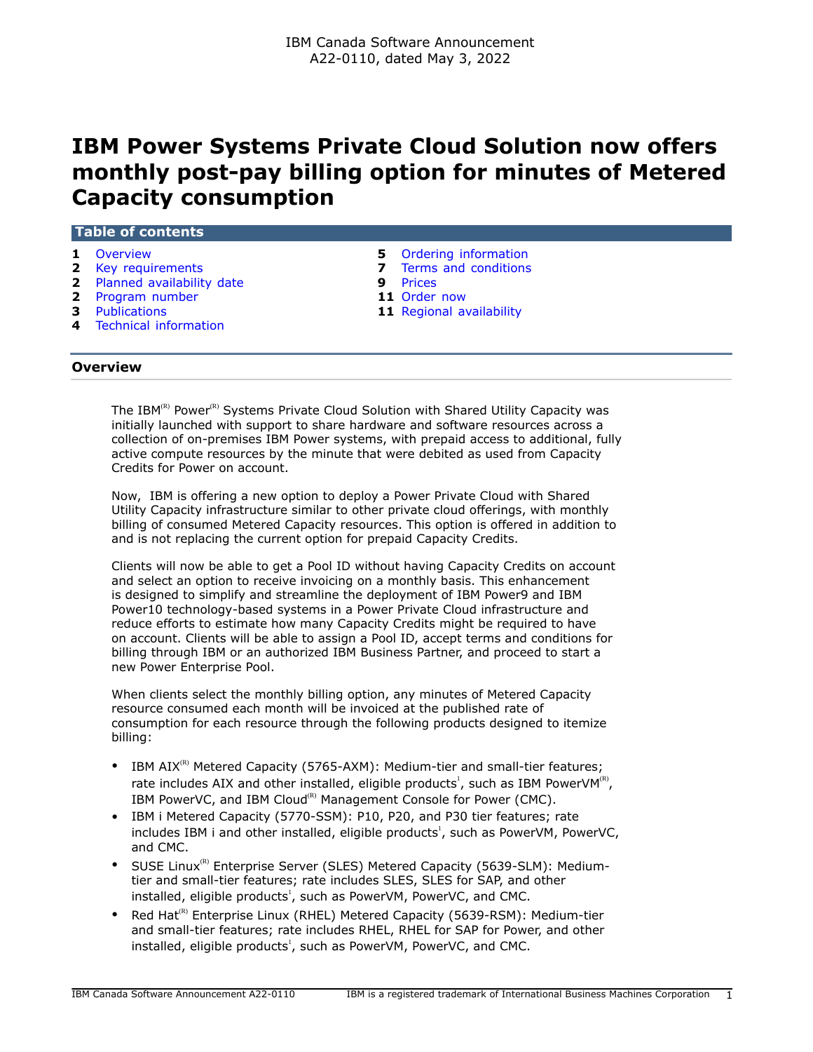IBM Canada Software Announcement
A22-0110, dated May 3, 2022

# IBM Power Systems Private Cloud Solution now offers monthly post-pay billing option for minutes of Metered Capacity consumption

## Table of contents

- **1** Overview
- **2** Key requirements
- **2** Planned availability date
- **2** Program number
- **3** Publications
- **4** Technical information
- **5** Ordering information
- **7** Terms and conditions
- **9** Prices
- **11** Order now
- **11** Regional availability

## Overview

The IBM(R) Power(R) Systems Private Cloud Solution with Shared Utility Capacity was initially launched with support to share hardware and software resources across a collection of on-premises IBM Power systems, with prepaid access to additional, fully active compute resources by the minute that were debited as used from Capacity Credits for Power on account.

Now, IBM is offering a new option to deploy a Power Private Cloud with Shared Utility Capacity infrastructure similar to other private cloud offerings, with monthly billing of consumed Metered Capacity resources. This option is offered in addition to and is not replacing the current option for prepaid Capacity Credits.

Clients will now be able to get a Pool ID without having Capacity Credits on account and select an option to receive invoicing on a monthly basis. This enhancement is designed to simplify and streamline the deployment of IBM Power9 and IBM Power10 technology-based systems in a Power Private Cloud infrastructure and reduce efforts to estimate how many Capacity Credits might be required to have on account. Clients will be able to assign a Pool ID, accept terms and conditions for billing through IBM or an authorized IBM Business Partner, and proceed to start a new Power Enterprise Pool.

When clients select the monthly billing option, any minutes of Metered Capacity resource consumed each month will be invoiced at the published rate of consumption for each resource through the following products designed to itemize billing:

- IBM AIX(R) Metered Capacity (5765-AXM): Medium-tier and small-tier features; rate includes AIX and other installed, eligible products[1], such as IBM PowerVM(R), IBM PowerVC, and IBM Cloud(R) Management Console for Power (CMC).
- IBM i Metered Capacity (5770-SSM): P10, P20, and P30 tier features; rate includes IBM i and other installed, eligible products[1], such as PowerVM, PowerVC, and CMC.
- SUSE Linux(R) Enterprise Server (SLES) Metered Capacity (5639-SLM): Medium-tier and small-tier features; rate includes SLES, SLES for SAP, and other installed, eligible products[1], such as PowerVM, PowerVC, and CMC.
- Red Hat(R) Enterprise Linux (RHEL) Metered Capacity (5639-RSM): Medium-tier and small-tier features; rate includes RHEL, RHEL for SAP for Power, and other installed, eligible products[1], such as PowerVM, PowerVC, and CMC.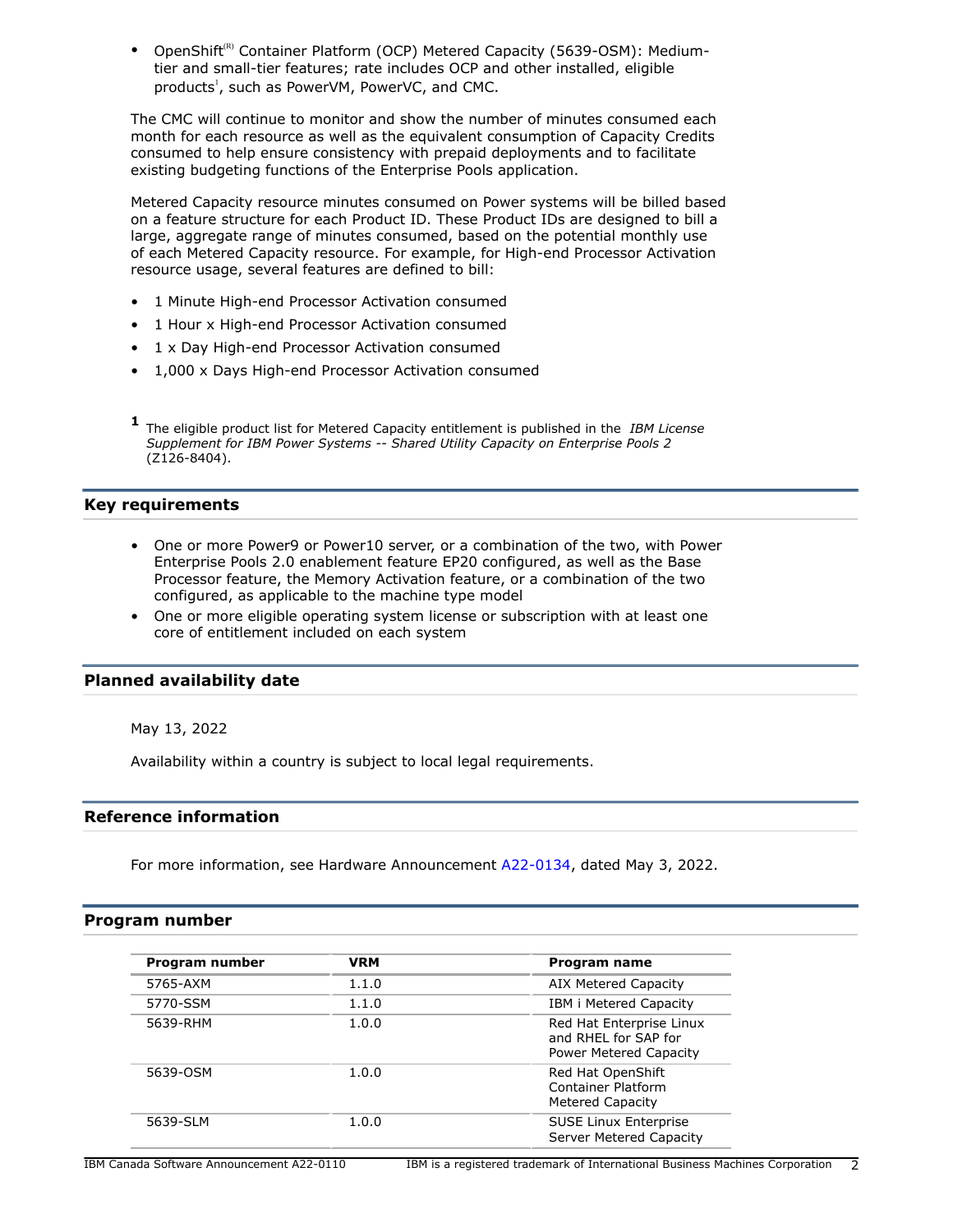- OpenShift(R) Container Platform (OCP) Metered Capacity (5639-OSM): Medium-tier and small-tier features; rate includes OCP and other installed, eligible products[1], such as PowerVM, PowerVC, and CMC.

The CMC will continue to monitor and show the number of minutes consumed each month for each resource as well as the equivalent consumption of Capacity Credits consumed to help ensure consistency with prepaid deployments and to facilitate existing budgeting functions of the Enterprise Pools application.

Metered Capacity resource minutes consumed on Power systems will be billed based on a feature structure for each Product ID. These Product IDs are designed to bill a large, aggregate range of minutes consumed, based on the potential monthly use of each Metered Capacity resource. For example, for High-end Processor Activation resource usage, several features are defined to bill:

- 1 Minute High-end Processor Activation consumed
- 1 Hour x High-end Processor Activation consumed
- 1 x Day High-end Processor Activation consumed
- 1,000 x Days High-end Processor Activation consumed

[1] The eligible product list for Metered Capacity entitlement is published in the *IBM License Supplement for IBM Power Systems -- Shared Utility Capacity on Enterprise Pools 2* (Z126-8404).

## Key requirements

- One or more Power9 or Power10 server, or a combination of the two, with Power Enterprise Pools 2.0 enablement feature EP20 configured, as well as the Base Processor feature, the Memory Activation feature, or a combination of the two configured, as applicable to the machine type model
- One or more eligible operating system license or subscription with at least one core of entitlement included on each system

## Planned availability date

May 13, 2022

Availability within a country is subject to local legal requirements.

## Reference information

For more information, see Hardware Announcement A22-0134, dated May 3, 2022.

## Program number

| Program number | VRM | Program name |
|---|---|---|
| 5765-AXM | 1.1.0 | AIX Metered Capacity |
| 5770-SSM | 1.1.0 | IBM i Metered Capacity |
| 5639-RHM | 1.0.0 | Red Hat Enterprise Linux and RHEL for SAP for Power Metered Capacity |
| 5639-OSM | 1.0.0 | Red Hat OpenShift Container Platform Metered Capacity |
| 5639-SLM | 1.0.0 | SUSE Linux Enterprise Server Metered Capacity |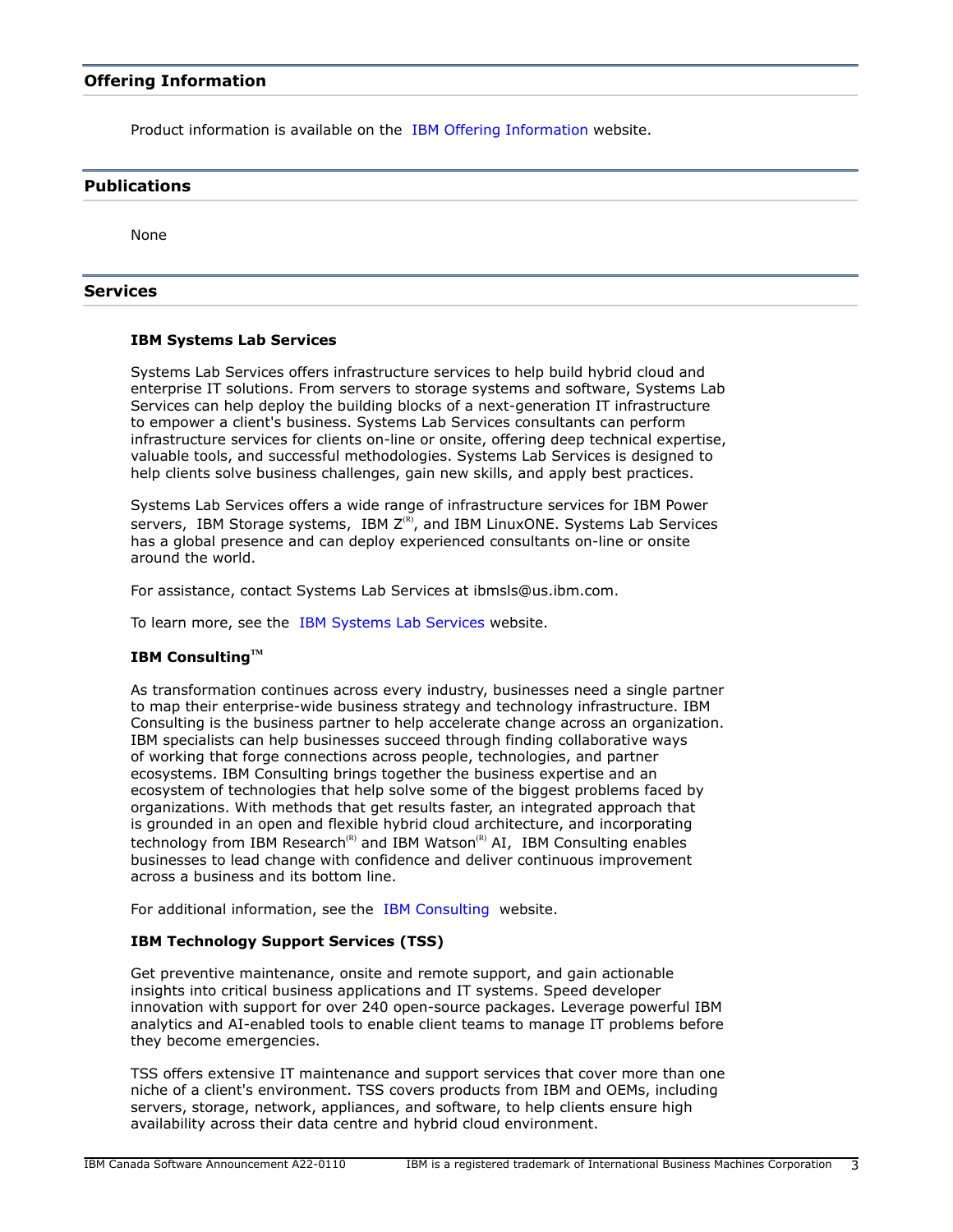## Offering Information

Product information is available on the IBM Offering Information website.

## Publications

None

## Services

### IBM Systems Lab Services

Systems Lab Services offers infrastructure services to help build hybrid cloud and enterprise IT solutions. From servers to storage systems and software, Systems Lab Services can help deploy the building blocks of a next-generation IT infrastructure to empower a client's business. Systems Lab Services consultants can perform infrastructure services for clients on-line or onsite, offering deep technical expertise, valuable tools, and successful methodologies. Systems Lab Services is designed to help clients solve business challenges, gain new skills, and apply best practices.

Systems Lab Services offers a wide range of infrastructure services for IBM Power servers, IBM Storage systems, IBM Z(R), and IBM LinuxONE. Systems Lab Services has a global presence and can deploy experienced consultants on-line or onsite around the world.

For assistance, contact Systems Lab Services at ibmsls@us.ibm.com.

To learn more, see the IBM Systems Lab Services website.

### IBM Consulting™

As transformation continues across every industry, businesses need a single partner to map their enterprise-wide business strategy and technology infrastructure. IBM Consulting is the business partner to help accelerate change across an organization. IBM specialists can help businesses succeed through finding collaborative ways of working that forge connections across people, technologies, and partner ecosystems. IBM Consulting brings together the business expertise and an ecosystem of technologies that help solve some of the biggest problems faced by organizations. With methods that get results faster, an integrated approach that is grounded in an open and flexible hybrid cloud architecture, and incorporating technology from IBM Research(R) and IBM Watson(R) AI, IBM Consulting enables businesses to lead change with confidence and deliver continuous improvement across a business and its bottom line.

For additional information, see the IBM Consulting website.

### IBM Technology Support Services (TSS)

Get preventive maintenance, onsite and remote support, and gain actionable insights into critical business applications and IT systems. Speed developer innovation with support for over 240 open-source packages. Leverage powerful IBM analytics and AI-enabled tools to enable client teams to manage IT problems before they become emergencies.

TSS offers extensive IT maintenance and support services that cover more than one niche of a client's environment. TSS covers products from IBM and OEMs, including servers, storage, network, appliances, and software, to help clients ensure high availability across their data centre and hybrid cloud environment.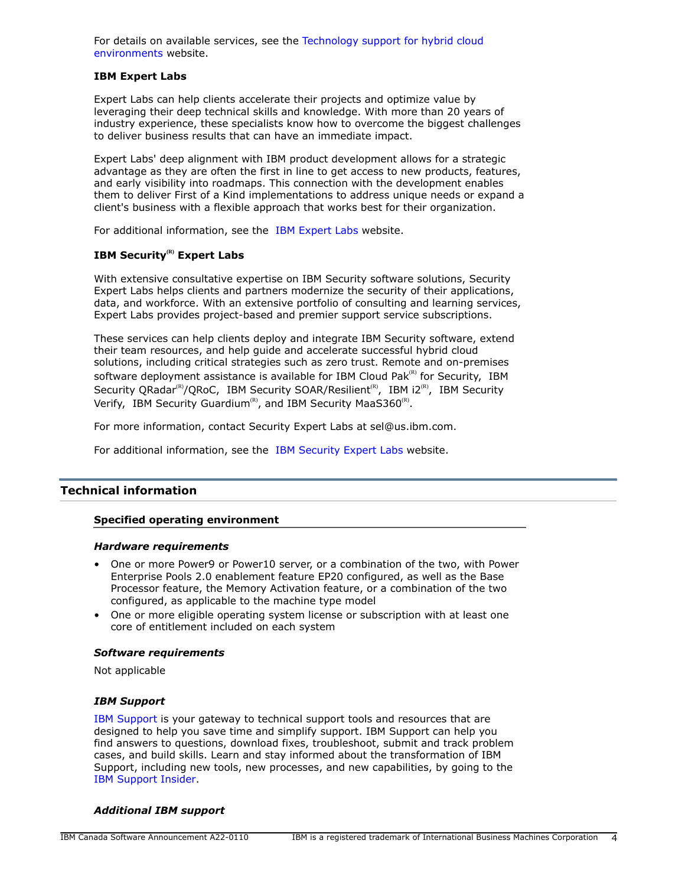For details on available services, see the Technology support for hybrid cloud environments website.

**IBM Expert Labs**

Expert Labs can help clients accelerate their projects and optimize value by leveraging their deep technical skills and knowledge. With more than 20 years of industry experience, these specialists know how to overcome the biggest challenges to deliver business results that can have an immediate impact.

Expert Labs' deep alignment with IBM product development allows for a strategic advantage as they are often the first in line to get access to new products, features, and early visibility into roadmaps. This connection with the development enables them to deliver First of a Kind implementations to address unique needs or expand a client's business with a flexible approach that works best for their organization.

For additional information, see the IBM Expert Labs website.

**IBM Security(R) Expert Labs**

With extensive consultative expertise on IBM Security software solutions, Security Expert Labs helps clients and partners modernize the security of their applications, data, and workforce. With an extensive portfolio of consulting and learning services, Expert Labs provides project-based and premier support service subscriptions.

These services can help clients deploy and integrate IBM Security software, extend their team resources, and help guide and accelerate successful hybrid cloud solutions, including critical strategies such as zero trust. Remote and on-premises software deployment assistance is available for IBM Cloud Pak(R) for Security, IBM Security QRadar(R)/QRoC, IBM Security SOAR/Resilient(R), IBM i2(R), IBM Security Verify, IBM Security Guardium(R), and IBM Security MaaS360(R).

For more information, contact Security Expert Labs at sel@us.ibm.com.

For additional information, see the IBM Security Expert Labs website.

## Technical information

### Specified operating environment

#### *Hardware requirements*

- One or more Power9 or Power10 server, or a combination of the two, with Power Enterprise Pools 2.0 enablement feature EP20 configured, as well as the Base Processor feature, the Memory Activation feature, or a combination of the two configured, as applicable to the machine type model
- One or more eligible operating system license or subscription with at least one core of entitlement included on each system

#### *Software requirements*

Not applicable

#### *IBM Support*

IBM Support is your gateway to technical support tools and resources that are designed to help you save time and simplify support. IBM Support can help you find answers to questions, download fixes, troubleshoot, submit and track problem cases, and build skills. Learn and stay informed about the transformation of IBM Support, including new tools, new processes, and new capabilities, by going to the IBM Support Insider.

#### *Additional IBM support*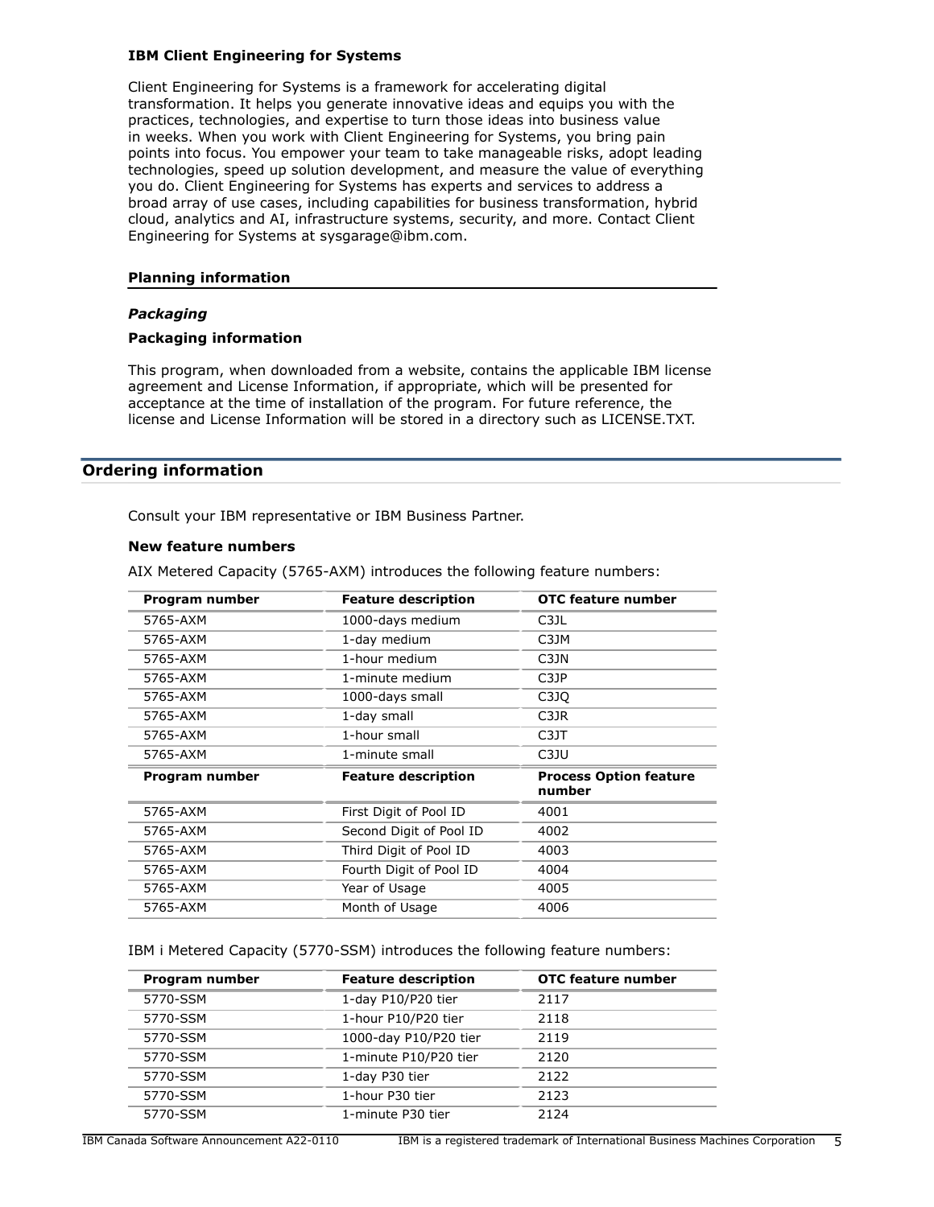### IBM Client Engineering for Systems

Client Engineering for Systems is a framework for accelerating digital transformation. It helps you generate innovative ideas and equips you with the practices, technologies, and expertise to turn those ideas into business value in weeks. When you work with Client Engineering for Systems, you bring pain points into focus. You empower your team to take manageable risks, adopt leading technologies, speed up solution development, and measure the value of everything you do. Client Engineering for Systems has experts and services to address a broad array of use cases, including capabilities for business transformation, hybrid cloud, analytics and AI, infrastructure systems, security, and more. Contact Client Engineering for Systems at sysgarage@ibm.com.

### Planning information

*Packaging*

**Packaging information**

This program, when downloaded from a website, contains the applicable IBM license agreement and License Information, if appropriate, which will be presented for acceptance at the time of installation of the program. For future reference, the license and License Information will be stored in a directory such as LICENSE.TXT.

## Ordering information

Consult your IBM representative or IBM Business Partner.

**New feature numbers**

AIX Metered Capacity (5765-AXM) introduces the following feature numbers:

| Program number | Feature description | OTC feature number |
|---|---|---|
| 5765-AXM | 1000-days medium | C3JL |
| 5765-AXM | 1-day medium | C3JM |
| 5765-AXM | 1-hour medium | C3JN |
| 5765-AXM | 1-minute medium | C3JP |
| 5765-AXM | 1000-days small | C3JQ |
| 5765-AXM | 1-day small | C3JR |
| 5765-AXM | 1-hour small | C3JT |
| 5765-AXM | 1-minute small | C3JU |
| **Program number** | **Feature description** | **Process Option feature number** |
| 5765-AXM | First Digit of Pool ID | 4001 |
| 5765-AXM | Second Digit of Pool ID | 4002 |
| 5765-AXM | Third Digit of Pool ID | 4003 |
| 5765-AXM | Fourth Digit of Pool ID | 4004 |
| 5765-AXM | Year of Usage | 4005 |
| 5765-AXM | Month of Usage | 4006 |

IBM i Metered Capacity (5770-SSM) introduces the following feature numbers:

| Program number | Feature description | OTC feature number |
|---|---|---|
| 5770-SSM | 1-day P10/P20 tier | 2117 |
| 5770-SSM | 1-hour P10/P20 tier | 2118 |
| 5770-SSM | 1000-day P10/P20 tier | 2119 |
| 5770-SSM | 1-minute P10/P20 tier | 2120 |
| 5770-SSM | 1-day P30 tier | 2122 |
| 5770-SSM | 1-hour P30 tier | 2123 |
| 5770-SSM | 1-minute P30 tier | 2124 |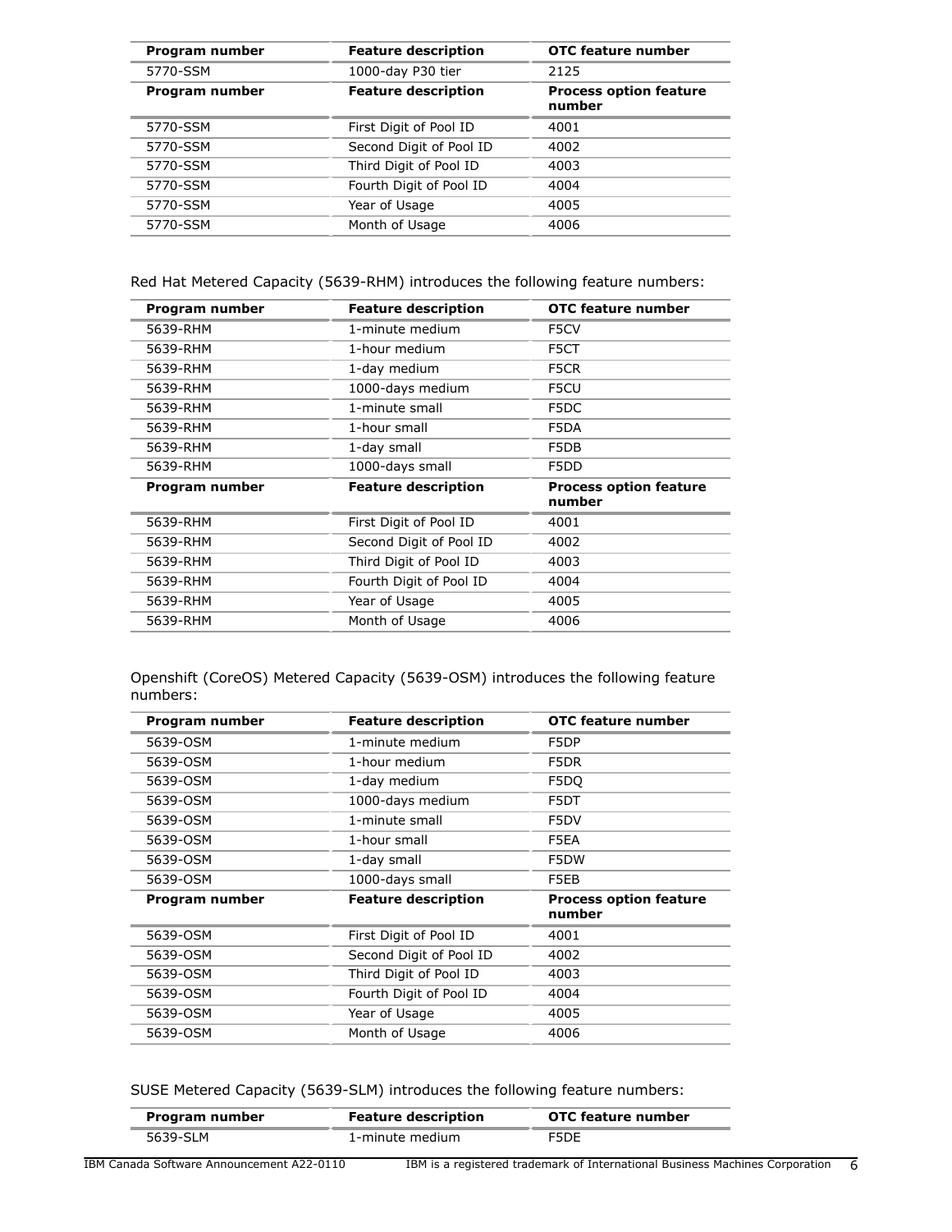| Program number | Feature description | OTC feature number |
|---|---|---|
| 5770-SSM | 1000-day P30 tier | 2125 |
| **Program number** | **Feature description** | **Process option feature number** |
| 5770-SSM | First Digit of Pool ID | 4001 |
| 5770-SSM | Second Digit of Pool ID | 4002 |
| 5770-SSM | Third Digit of Pool ID | 4003 |
| 5770-SSM | Fourth Digit of Pool ID | 4004 |
| 5770-SSM | Year of Usage | 4005 |
| 5770-SSM | Month of Usage | 4006 |

Red Hat Metered Capacity (5639-RHM) introduces the following feature numbers:

| Program number | Feature description | OTC feature number |
|---|---|---|
| 5639-RHM | 1-minute medium | F5CV |
| 5639-RHM | 1-hour medium | F5CT |
| 5639-RHM | 1-day medium | F5CR |
| 5639-RHM | 1000-days medium | F5CU |
| 5639-RHM | 1-minute small | F5DC |
| 5639-RHM | 1-hour small | F5DA |
| 5639-RHM | 1-day small | F5DB |
| 5639-RHM | 1000-days small | F5DD |
| **Program number** | **Feature description** | **Process option feature number** |
| 5639-RHM | First Digit of Pool ID | 4001 |
| 5639-RHM | Second Digit of Pool ID | 4002 |
| 5639-RHM | Third Digit of Pool ID | 4003 |
| 5639-RHM | Fourth Digit of Pool ID | 4004 |
| 5639-RHM | Year of Usage | 4005 |
| 5639-RHM | Month of Usage | 4006 |

Openshift (CoreOS) Metered Capacity (5639-OSM) introduces the following feature numbers:

| Program number | Feature description | OTC feature number |
|---|---|---|
| 5639-OSM | 1-minute medium | F5DP |
| 5639-OSM | 1-hour medium | F5DR |
| 5639-OSM | 1-day medium | F5DQ |
| 5639-OSM | 1000-days medium | F5DT |
| 5639-OSM | 1-minute small | F5DV |
| 5639-OSM | 1-hour small | F5EA |
| 5639-OSM | 1-day small | F5DW |
| 5639-OSM | 1000-days small | F5EB |
| **Program number** | **Feature description** | **Process option feature number** |
| 5639-OSM | First Digit of Pool ID | 4001 |
| 5639-OSM | Second Digit of Pool ID | 4002 |
| 5639-OSM | Third Digit of Pool ID | 4003 |
| 5639-OSM | Fourth Digit of Pool ID | 4004 |
| 5639-OSM | Year of Usage | 4005 |
| 5639-OSM | Month of Usage | 4006 |

SUSE Metered Capacity (5639-SLM) introduces the following feature numbers:

| Program number | Feature description | OTC feature number |
|---|---|---|
| 5639-SLM | 1-minute medium | F5DE |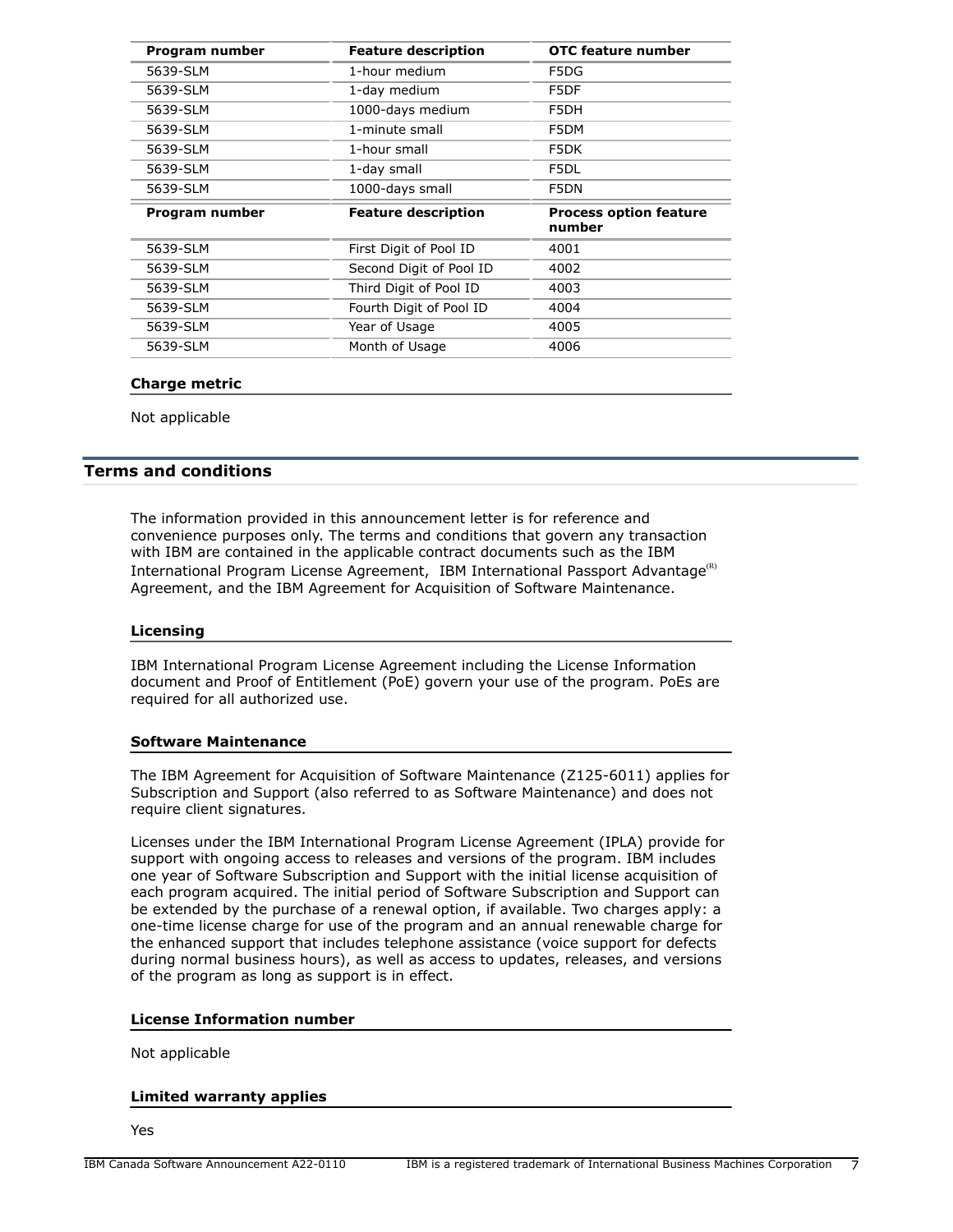| Program number | Feature description | OTC feature number |
| --- | --- | --- |
| 5639-SLM | 1-hour medium | F5DG |
| 5639-SLM | 1-day medium | F5DF |
| 5639-SLM | 1000-days medium | F5DH |
| 5639-SLM | 1-minute small | F5DM |
| 5639-SLM | 1-hour small | F5DK |
| 5639-SLM | 1-day small | F5DL |
| 5639-SLM | 1000-days small | F5DN |

| Program number | Feature description | Process option feature number |
| --- | --- | --- |
| 5639-SLM | First Digit of Pool ID | 4001 |
| 5639-SLM | Second Digit of Pool ID | 4002 |
| 5639-SLM | Third Digit of Pool ID | 4003 |
| 5639-SLM | Fourth Digit of Pool ID | 4004 |
| 5639-SLM | Year of Usage | 4005 |
| 5639-SLM | Month of Usage | 4006 |

### Charge metric

Not applicable

## Terms and conditions

The information provided in this announcement letter is for reference and convenience purposes only. The terms and conditions that govern any transaction with IBM are contained in the applicable contract documents such as the IBM International Program License Agreement, IBM International Passport Advantage(R) Agreement, and the IBM Agreement for Acquisition of Software Maintenance.

### Licensing

IBM International Program License Agreement including the License Information document and Proof of Entitlement (PoE) govern your use of the program. PoEs are required for all authorized use.

### Software Maintenance

The IBM Agreement for Acquisition of Software Maintenance (Z125-6011) applies for Subscription and Support (also referred to as Software Maintenance) and does not require client signatures.

Licenses under the IBM International Program License Agreement (IPLA) provide for support with ongoing access to releases and versions of the program. IBM includes one year of Software Subscription and Support with the initial license acquisition of each program acquired. The initial period of Software Subscription and Support can be extended by the purchase of a renewal option, if available. Two charges apply: a one-time license charge for use of the program and an annual renewable charge for the enhanced support that includes telephone assistance (voice support for defects during normal business hours), as well as access to updates, releases, and versions of the program as long as support is in effect.

### License Information number

Not applicable

### Limited warranty applies

Yes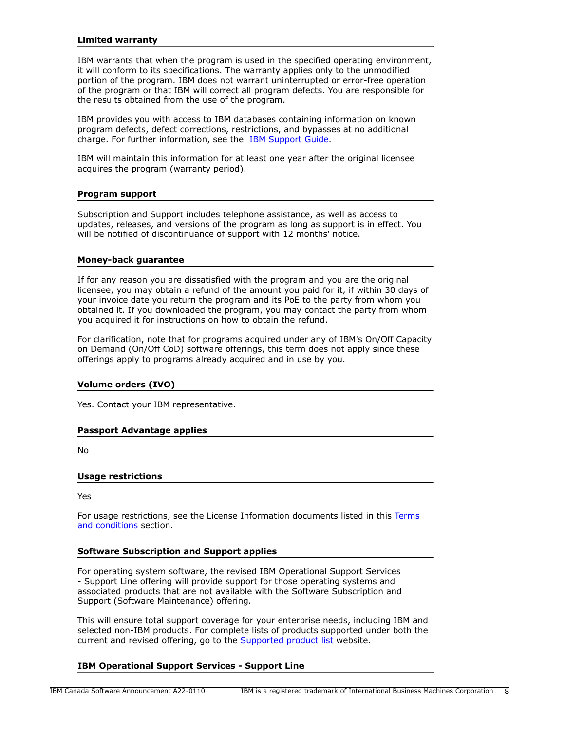### Limited warranty

IBM warrants that when the program is used in the specified operating environment, it will conform to its specifications. The warranty applies only to the unmodified portion of the program. IBM does not warrant uninterrupted or error-free operation of the program or that IBM will correct all program defects. You are responsible for the results obtained from the use of the program.

IBM provides you with access to IBM databases containing information on known program defects, defect corrections, restrictions, and bypasses at no additional charge. For further information, see the IBM Support Guide.

IBM will maintain this information for at least one year after the original licensee acquires the program (warranty period).

### Program support

Subscription and Support includes telephone assistance, as well as access to updates, releases, and versions of the program as long as support is in effect. You will be notified of discontinuance of support with 12 months' notice.

### Money-back guarantee

If for any reason you are dissatisfied with the program and you are the original licensee, you may obtain a refund of the amount you paid for it, if within 30 days of your invoice date you return the program and its PoE to the party from whom you obtained it. If you downloaded the program, you may contact the party from whom you acquired it for instructions on how to obtain the refund.

For clarification, note that for programs acquired under any of IBM's On/Off Capacity on Demand (On/Off CoD) software offerings, this term does not apply since these offerings apply to programs already acquired and in use by you.

### Volume orders (IVO)

Yes. Contact your IBM representative.

### Passport Advantage applies

No

### Usage restrictions

Yes

For usage restrictions, see the License Information documents listed in this Terms and conditions section.

### Software Subscription and Support applies

For operating system software, the revised IBM Operational Support Services - Support Line offering will provide support for those operating systems and associated products that are not available with the Software Subscription and Support (Software Maintenance) offering.

This will ensure total support coverage for your enterprise needs, including IBM and selected non-IBM products. For complete lists of products supported under both the current and revised offering, go to the Supported product list website.

### IBM Operational Support Services - Support Line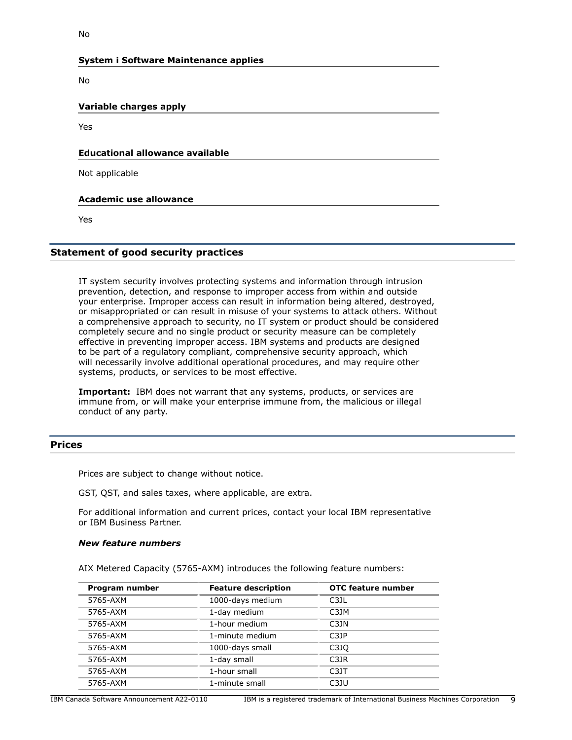No

**System i Software Maintenance applies**

No

**Variable charges apply**

Yes

**Educational allowance available**

Not applicable

**Academic use allowance**

Yes

## Statement of good security practices

IT system security involves protecting systems and information through intrusion prevention, detection, and response to improper access from within and outside your enterprise. Improper access can result in information being altered, destroyed, or misappropriated or can result in misuse of your systems to attack others. Without a comprehensive approach to security, no IT system or product should be considered completely secure and no single product or security measure can be completely effective in preventing improper access. IBM systems and products are designed to be part of a regulatory compliant, comprehensive security approach, which will necessarily involve additional operational procedures, and may require other systems, products, or services to be most effective.

**Important:** IBM does not warrant that any systems, products, or services are immune from, or will make your enterprise immune from, the malicious or illegal conduct of any party.

## Prices

Prices are subject to change without notice.

GST, QST, and sales taxes, where applicable, are extra.

For additional information and current prices, contact your local IBM representative or IBM Business Partner.

***New feature numbers***

AIX Metered Capacity (5765-AXM) introduces the following feature numbers:

| Program number | Feature description | OTC feature number |
|---|---|---|
| 5765-AXM | 1000-days medium | C3JL |
| 5765-AXM | 1-day medium | C3JM |
| 5765-AXM | 1-hour medium | C3JN |
| 5765-AXM | 1-minute medium | C3JP |
| 5765-AXM | 1000-days small | C3JQ |
| 5765-AXM | 1-day small | C3JR |
| 5765-AXM | 1-hour small | C3JT |
| 5765-AXM | 1-minute small | C3JU |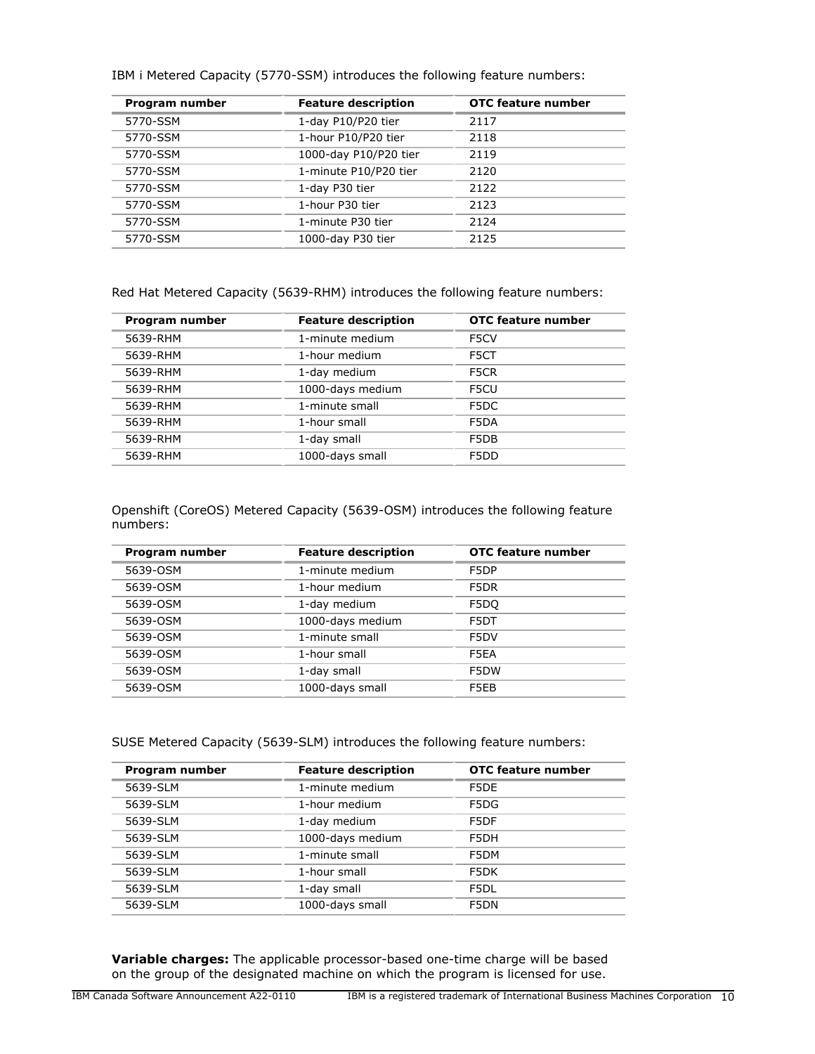IBM i Metered Capacity (5770-SSM) introduces the following feature numbers:

| Program number | Feature description | OTC feature number |
| --- | --- | --- |
| 5770-SSM | 1-day P10/P20 tier | 2117 |
| 5770-SSM | 1-hour P10/P20 tier | 2118 |
| 5770-SSM | 1000-day P10/P20 tier | 2119 |
| 5770-SSM | 1-minute P10/P20 tier | 2120 |
| 5770-SSM | 1-day P30 tier | 2122 |
| 5770-SSM | 1-hour P30 tier | 2123 |
| 5770-SSM | 1-minute P30 tier | 2124 |
| 5770-SSM | 1000-day P30 tier | 2125 |

Red Hat Metered Capacity (5639-RHM) introduces the following feature numbers:

| Program number | Feature description | OTC feature number |
| --- | --- | --- |
| 5639-RHM | 1-minute medium | F5CV |
| 5639-RHM | 1-hour medium | F5CT |
| 5639-RHM | 1-day medium | F5CR |
| 5639-RHM | 1000-days medium | F5CU |
| 5639-RHM | 1-minute small | F5DC |
| 5639-RHM | 1-hour small | F5DA |
| 5639-RHM | 1-day small | F5DB |
| 5639-RHM | 1000-days small | F5DD |

Openshift (CoreOS) Metered Capacity (5639-OSM) introduces the following feature numbers:

| Program number | Feature description | OTC feature number |
| --- | --- | --- |
| 5639-OSM | 1-minute medium | F5DP |
| 5639-OSM | 1-hour medium | F5DR |
| 5639-OSM | 1-day medium | F5DQ |
| 5639-OSM | 1000-days medium | F5DT |
| 5639-OSM | 1-minute small | F5DV |
| 5639-OSM | 1-hour small | F5EA |
| 5639-OSM | 1-day small | F5DW |
| 5639-OSM | 1000-days small | F5EB |

SUSE Metered Capacity (5639-SLM) introduces the following feature numbers:

| Program number | Feature description | OTC feature number |
| --- | --- | --- |
| 5639-SLM | 1-minute medium | F5DE |
| 5639-SLM | 1-hour medium | F5DG |
| 5639-SLM | 1-day medium | F5DF |
| 5639-SLM | 1000-days medium | F5DH |
| 5639-SLM | 1-minute small | F5DM |
| 5639-SLM | 1-hour small | F5DK |
| 5639-SLM | 1-day small | F5DL |
| 5639-SLM | 1000-days small | F5DN |

**Variable charges:** The applicable processor-based one-time charge will be based on the group of the designated machine on which the program is licensed for use.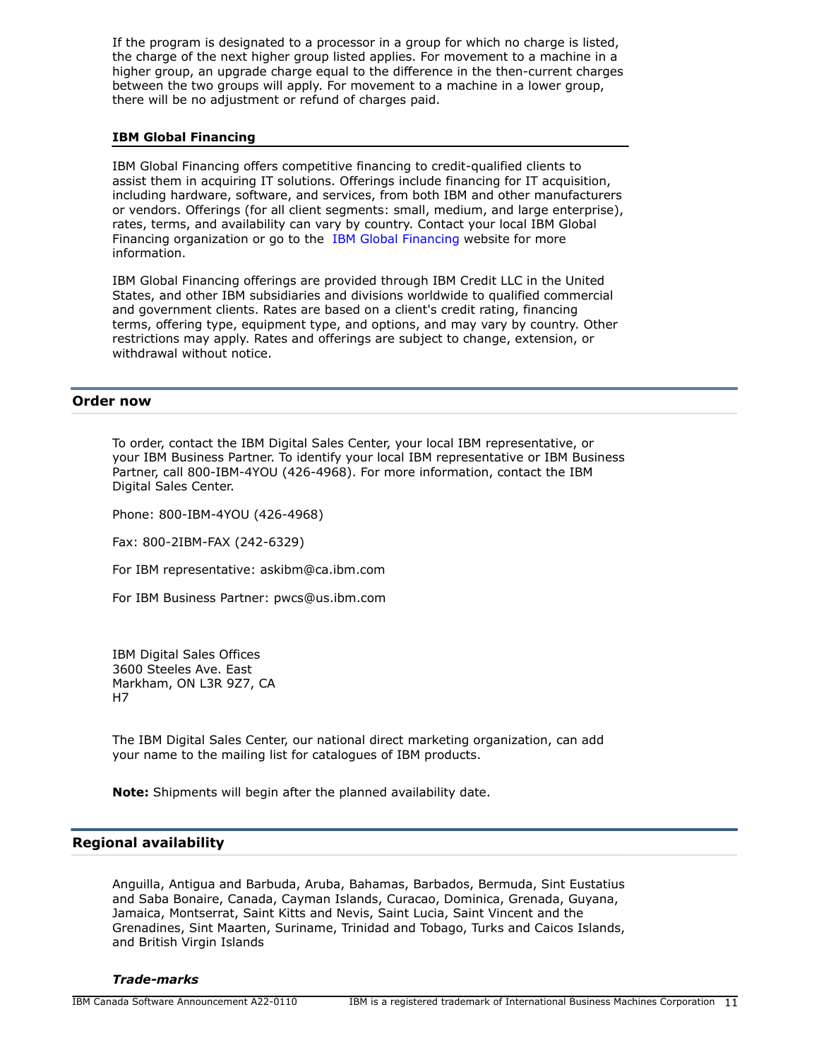If the program is designated to a processor in a group for which no charge is listed, the charge of the next higher group listed applies. For movement to a machine in a higher group, an upgrade charge equal to the difference in the then-current charges between the two groups will apply. For movement to a machine in a lower group, there will be no adjustment or refund of charges paid.

### IBM Global Financing

IBM Global Financing offers competitive financing to credit-qualified clients to assist them in acquiring IT solutions. Offerings include financing for IT acquisition, including hardware, software, and services, from both IBM and other manufacturers or vendors. Offerings (for all client segments: small, medium, and large enterprise), rates, terms, and availability can vary by country. Contact your local IBM Global Financing organization or go to the IBM Global Financing website for more information.

IBM Global Financing offerings are provided through IBM Credit LLC in the United States, and other IBM subsidiaries and divisions worldwide to qualified commercial and government clients. Rates are based on a client's credit rating, financing terms, offering type, equipment type, and options, and may vary by country. Other restrictions may apply. Rates and offerings are subject to change, extension, or withdrawal without notice.

## Order now

To order, contact the IBM Digital Sales Center, your local IBM representative, or your IBM Business Partner. To identify your local IBM representative or IBM Business Partner, call 800-IBM-4YOU (426-4968). For more information, contact the IBM Digital Sales Center.

Phone: 800-IBM-4YOU (426-4968)

Fax: 800-2IBM-FAX (242-6329)

For IBM representative: askibm@ca.ibm.com

For IBM Business Partner: pwcs@us.ibm.com

IBM Digital Sales Offices
3600 Steeles Ave. East
Markham, ON L3R 9Z7, CA
H7

The IBM Digital Sales Center, our national direct marketing organization, can add your name to the mailing list for catalogues of IBM products.

**Note:** Shipments will begin after the planned availability date.

## Regional availability

Anguilla, Antigua and Barbuda, Aruba, Bahamas, Barbados, Bermuda, Sint Eustatius and Saba Bonaire, Canada, Cayman Islands, Curacao, Dominica, Grenada, Guyana, Jamaica, Montserrat, Saint Kitts and Nevis, Saint Lucia, Saint Vincent and the Grenadines, Sint Maarten, Suriname, Trinidad and Tobago, Turks and Caicos Islands, and British Virgin Islands

***Trade-marks***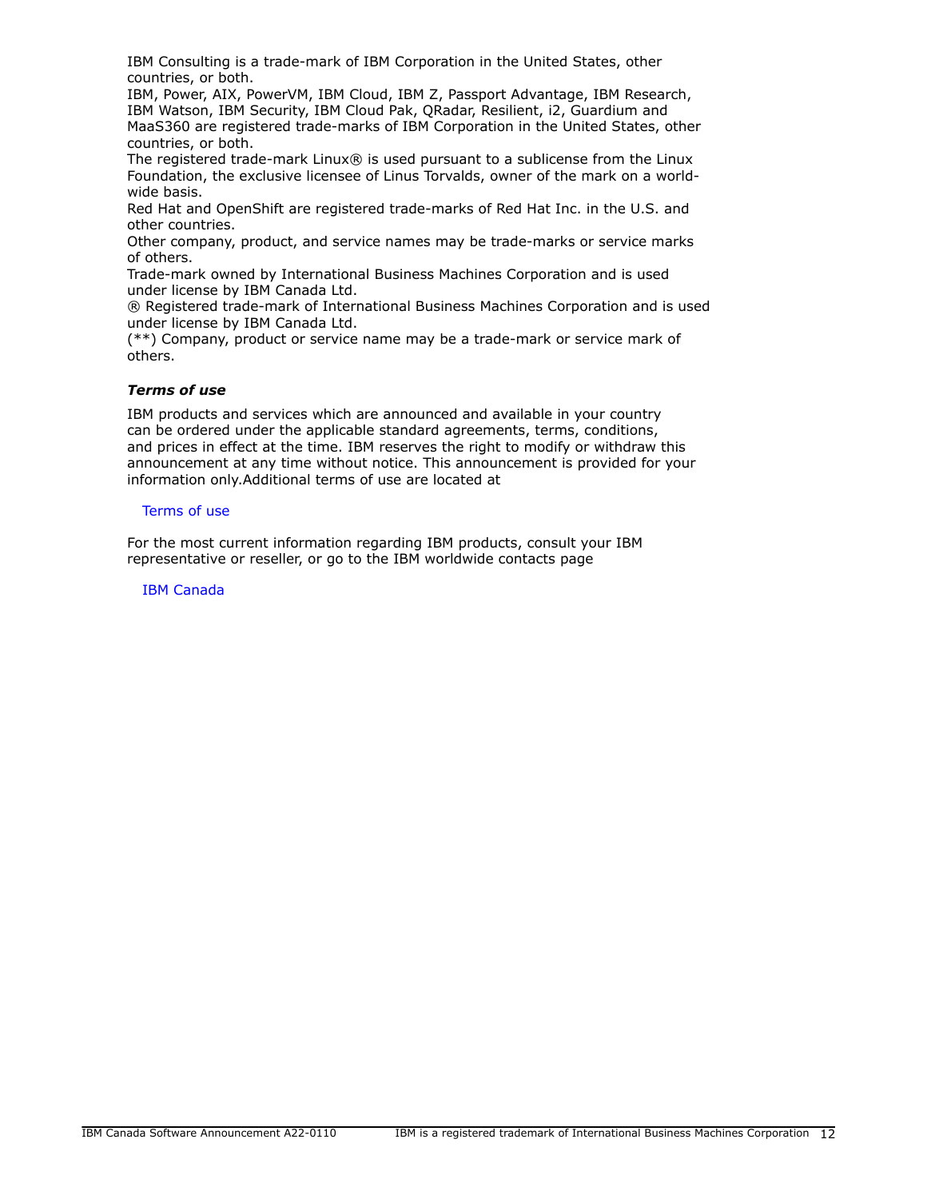IBM Consulting is a trade-mark of IBM Corporation in the United States, other countries, or both.

IBM, Power, AIX, PowerVM, IBM Cloud, IBM Z, Passport Advantage, IBM Research, IBM Watson, IBM Security, IBM Cloud Pak, QRadar, Resilient, i2, Guardium and MaaS360 are registered trade-marks of IBM Corporation in the United States, other countries, or both.

The registered trade-mark Linux® is used pursuant to a sublicense from the Linux Foundation, the exclusive licensee of Linus Torvalds, owner of the mark on a world-wide basis.

Red Hat and OpenShift are registered trade-marks of Red Hat Inc. in the U.S. and other countries.

Other company, product, and service names may be trade-marks or service marks of others.

Trade-mark owned by International Business Machines Corporation and is used under license by IBM Canada Ltd.

® Registered trade-mark of International Business Machines Corporation and is used under license by IBM Canada Ltd.

(**) Company, product or service name may be a trade-mark or service mark of others.

### ***Terms of use***

IBM products and services which are announced and available in your country can be ordered under the applicable standard agreements, terms, conditions, and prices in effect at the time. IBM reserves the right to modify or withdraw this announcement at any time without notice. This announcement is provided for your information only.Additional terms of use are located at

Terms of use

For the most current information regarding IBM products, consult your IBM representative or reseller, or go to the IBM worldwide contacts page

IBM Canada